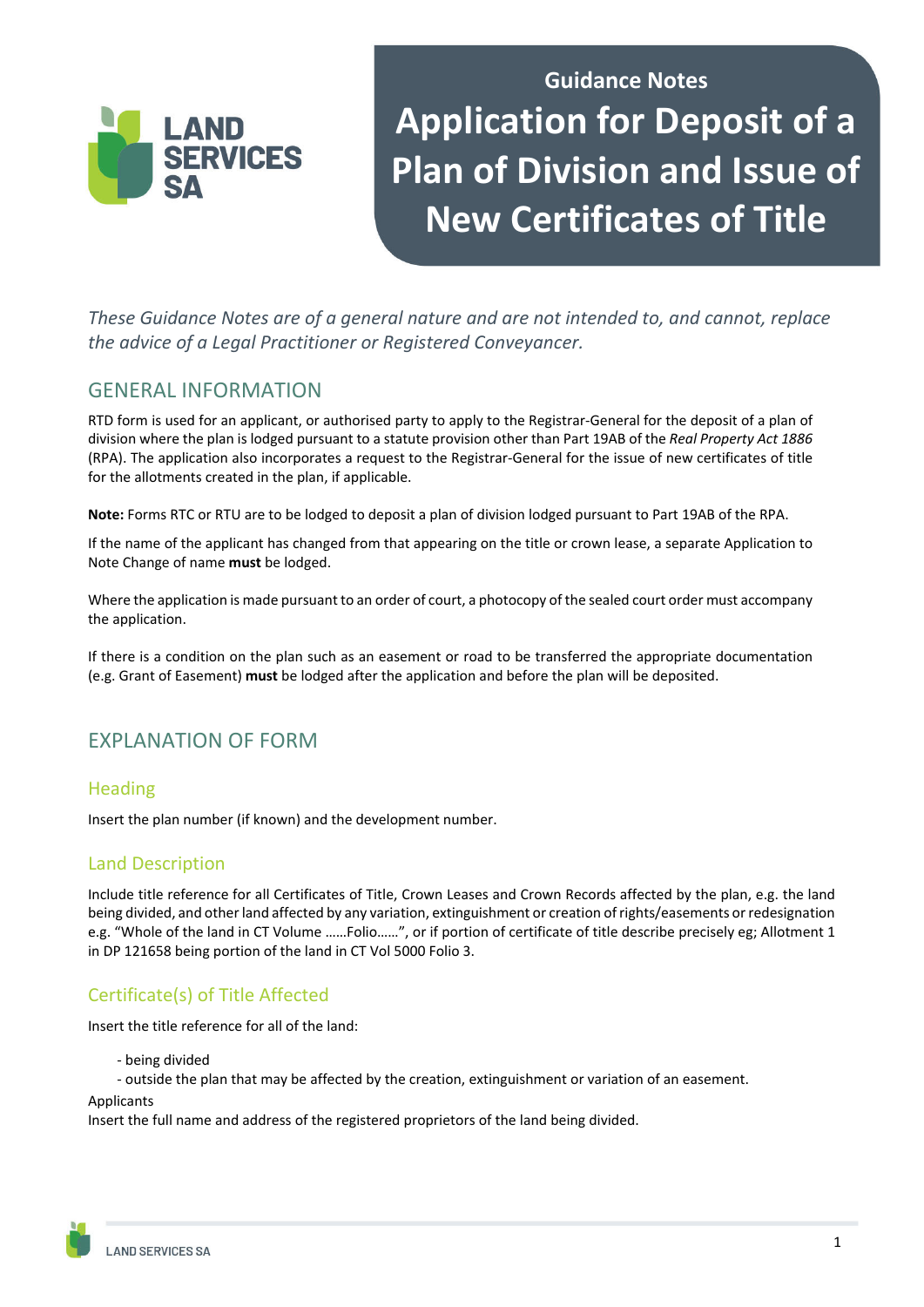**LAND SERVICES SA**

Guidance Notes

# Application for Deposit of a Plan of Division and Issue of New Certificates of Title

*These Guidance Notes are of a general nature and are not intended to, and cannot, replace the advice of a Legal Practitioner or Registered Conveyancer.*

## GENERAL INFORMATION

RTD form is used for an applicant, or authorised party to apply to the Registrar-General for the deposit of a plan of division where the plan is lodged pursuant to a statute provision other than Part 19AB of the *Real Property Act 1886* (RPA). The application also incorporates a request to the Registrar-General for the issue of new certificates of title for the allotments created in the plan, if applicable.

**Note:** Forms RTC or RTU are to be lodged to deposit a plan of division lodged pursuant to Part 19AB of the RPA.

If the name of the applicant has changed from that appearing on the title or crown lease, a separate Application to Note Change of name **must** be lodged.

Where the application is made pursuant to an order of court, a photocopy of the sealed court order must accompany the application.

If there is a condition on the plan such as an easement or road to be transferred the appropriate documentation (e.g. Grant of Easement) **must** be lodged after the application and before the plan will be deposited.

## EXPLANATION OF FORM

### Heading

Insert the plan number (if known) and the development number.

### Land Description

Include title reference for all Certificates of Title, Crown Leases and Crown Records affected by the plan, e.g. the land being divided, and other land affected by any variation, extinguishment or creation of rights/easements or redesignation e.g. "Whole of the land in CT Volume ……Folio……", or if portion of certificate of title describe precisely eg; Allotment 1 in DP 121658 being portion of the land in CT Vol 5000 Folio 3.

### Certificate(s) of Title Affected

Insert the title reference for all of the land:

- being divided
- outside the plan that may be affected by the creation, extinguishment or variation of an easement.

Applicants

Insert the full name and address of the registered proprietors of the land being divided.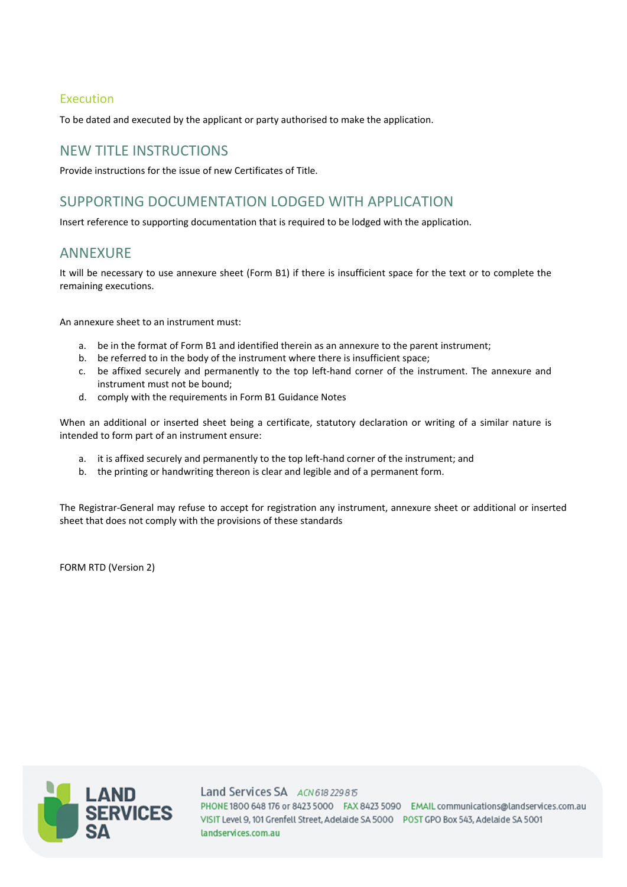### Execution

To be dated and executed by the applicant or party authorised to make the application.

## NEW TITLE INSTRUCTIONS

Provide instructions for the issue of new Certificates of Title.

## SUPPORTING DOCUMENTATION LODGED WITH APPLICATION

Insert reference to supporting documentation that is required to be lodged with the application.

## ANNEXURE

It will be necessary to use annexure sheet (Form B1) if there is insufficient space for the text or to complete the remaining executions.

An annexure sheet to an instrument must:

a. be in the format of Form B1 and identified therein as an annexure to the parent instrument;
b. be referred to in the body of the instrument where there is insufficient space;
c. be affixed securely and permanently to the top left-hand corner of the instrument. The annexure and instrument must not be bound;
d. comply with the requirements in Form B1 Guidance Notes

When an additional or inserted sheet being a certificate, statutory declaration or writing of a similar nature is intended to form part of an instrument ensure:

a. it is affixed securely and permanently to the top left-hand corner of the instrument; and
b. the printing or handwriting thereon is clear and legible and of a permanent form.

The Registrar-General may refuse to accept for registration any instrument, annexure sheet or additional or inserted sheet that does not comply with the provisions of these standards

FORM RTD (Version 2)

LAND SERVICES SA

Land Services SA ACN 618 229 815
PHONE 1800 648 176 or 8423 5000 FAX 8423 5090 EMAIL communications@landservices.com.au
VISIT Level 9, 101 Grenfell Street, Adelaide SA 5000 POST GPO Box 543, Adelaide SA 5001
landservices.com.au